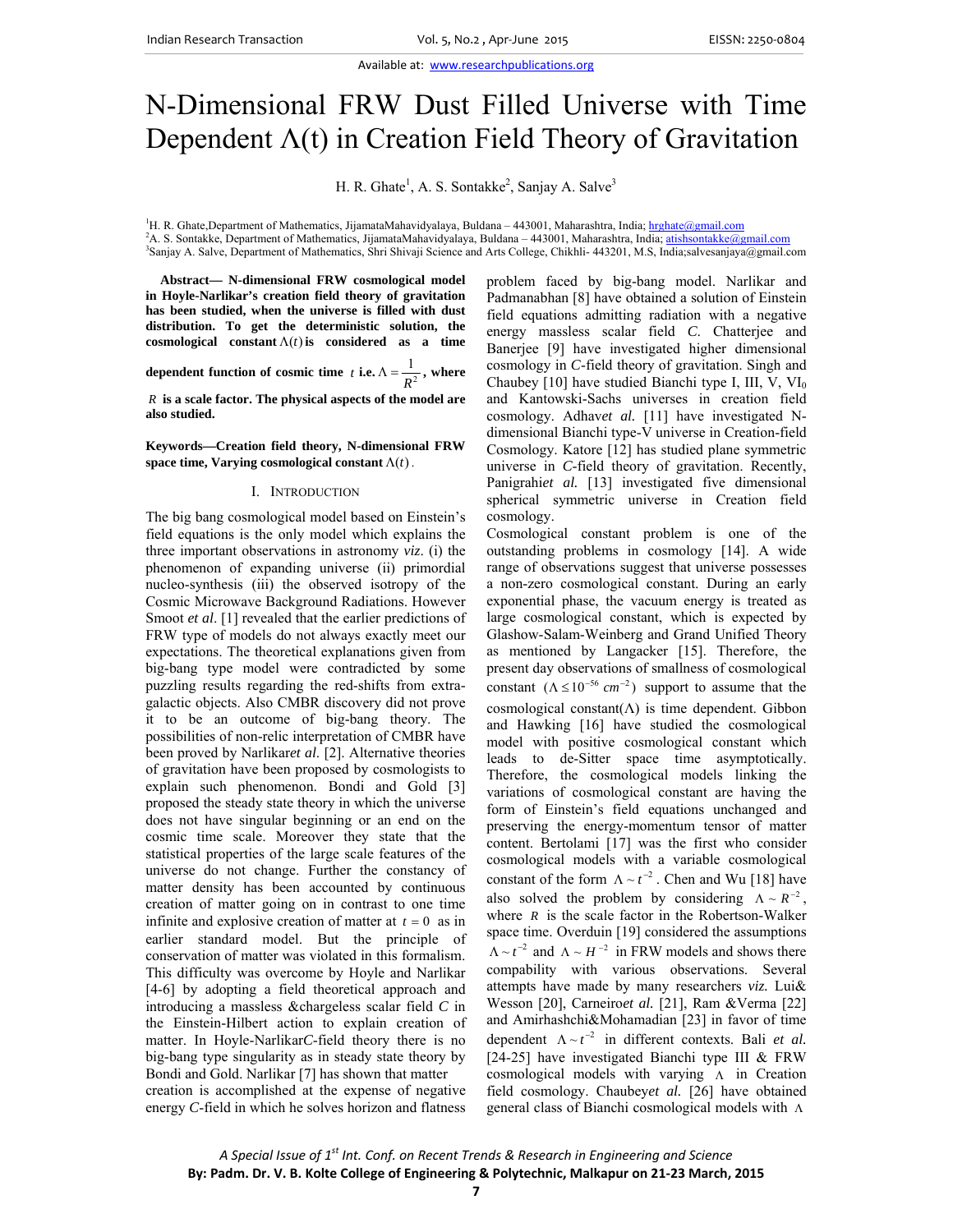# N-Dimensional FRW Dust Filled Universe with Time Dependent Λ(t) in Creation Field Theory of Gravitation

H. R. Ghate[1], A. S. Sontakke[2], Sanjay A. Salve[3]

[1]H. R. Ghate,Department of Mathematics, JijamataMahavidyalaya, Buldana – 443001, Maharashtra, India; hrghate@gmail.com
[2]A. S. Sontakke, Department of Mathematics, JijamataMahavidyalaya, Buldana – 443001, Maharashtra, India; atishsontakke@gmail.com
[3]Sanjay A. Salve, Department of Mathematics, Shri Shivaji Science and Arts College, Chikhli- 443201, M.S, India;salvesanjaya@gmail.com

**Abstract— N-dimensional FRW cosmological model in Hoyle-Narlikar's creation field theory of gravitation has been studied, when the universe is filled with dust distribution. To get the deterministic solution, the cosmological constant $\Lambda(t)$ is considered as a time dependent function of cosmic time $t$ i.e. $\Lambda = \frac{1}{R^2}$, where $R$ is a scale factor. The physical aspects of the model are also studied.**

**Keywords—Creation field theory, N-dimensional FRW space time, Varying cosmological constant $\Lambda(t)$.**

## I. INTRODUCTION

The big bang cosmological model based on Einstein's field equations is the only model which explains the three important observations in astronomy *viz*. (i) the phenomenon of expanding universe (ii) primordial nucleo-synthesis (iii) the observed isotropy of the Cosmic Microwave Background Radiations. However Smoot *et al*. [1] revealed that the earlier predictions of FRW type of models do not always exactly meet our expectations. The theoretical explanations given from big-bang type model were contradicted by some puzzling results regarding the red-shifts from extra-galactic objects. Also CMBR discovery did not prove it to be an outcome of big-bang theory. The possibilities of non-relic interpretation of CMBR have been proved by Narlikar*et al*. [2]. Alternative theories of gravitation have been proposed by cosmologists to explain such phenomenon. Bondi and Gold [3] proposed the steady state theory in which the universe does not have singular beginning or an end on the cosmic time scale. Moreover they state that the statistical properties of the large scale features of the universe do not change. Further the constancy of matter density has been accounted by continuous creation of matter going on in contrast to one time infinite and explosive creation of matter at $t = 0$ as in earlier standard model. But the principle of conservation of matter was violated in this formalism. This difficulty was overcome by Hoyle and Narlikar [4-6] by adopting a field theoretical approach and introducing a massless &chargeless scalar field $C$ in the Einstein-Hilbert action to explain creation of matter. In Hoyle-Narlikar*C*-field theory there is no big-bang type singularity as in steady state theory by Bondi and Gold. Narlikar [7] has shown that matter creation is accomplished at the expense of negative energy *C*-field in which he solves horizon and flatness problem faced by big-bang model. Narlikar and Padmanabhan [8] have obtained a solution of Einstein field equations admitting radiation with a negative energy massless scalar field *C*. Chatterjee and Banerjee [9] have investigated higher dimensional cosmology in *C*-field theory of gravitation. Singh and Chaubey [10] have studied Bianchi type I, III, V, $VI_0$ and Kantowski-Sachs universes in creation field cosmology. Adhav*et al.* [11] have investigated N-dimensional Bianchi type-V universe in Creation-field Cosmology. Katore [12] has studied plane symmetric universe in *C*-field theory of gravitation. Recently, Panigrahi*et al.* [13] investigated five dimensional spherical symmetric universe in Creation field cosmology.

Cosmological constant problem is one of the outstanding problems in cosmology [14]. A wide range of observations suggest that universe possesses a non-zero cosmological constant. During an early exponential phase, the vacuum energy is treated as large cosmological constant, which is expected by Glashow-Salam-Weinberg and Grand Unified Theory as mentioned by Langacker [15]. Therefore, the present day observations of smallness of cosmological constant $(\Lambda \leq 10^{-56}\ cm^{-2})$ support to assume that the cosmological constant$(\Lambda)$ is time dependent. Gibbon and Hawking [16] have studied the cosmological model with positive cosmological constant which leads to de-Sitter space time asymptotically. Therefore, the cosmological models linking the variations of cosmological constant are having the form of Einstein's field equations unchanged and preserving the energy-momentum tensor of matter content. Bertolami [17] was the first who consider cosmological models with a variable cosmological constant of the form $\Lambda \sim t^{-2}$. Chen and Wu [18] have also solved the problem by considering $\Lambda \sim R^{-2}$, where $R$ is the scale factor in the Robertson-Walker space time. Overduin [19] considered the assumptions $\Lambda \sim t^{-2}$ and $\Lambda \sim H^{-2}$ in FRW models and shows there compability with various observations. Several attempts have made by many researchers *viz.* Lui& Wesson [20], Carneiro*et al.* [21], Ram &Verma [22] and Amirhashchi&Mohamadian [23] in favor of time dependent $\Lambda \sim t^{-2}$ in different contexts. Bali *et al.* [24-25] have investigated Bianchi type III & FRW cosmological models with varying $\Lambda$ in Creation field cosmology. Chaubey*et al.* [26] have obtained general class of Bianchi cosmological models with $\Lambda$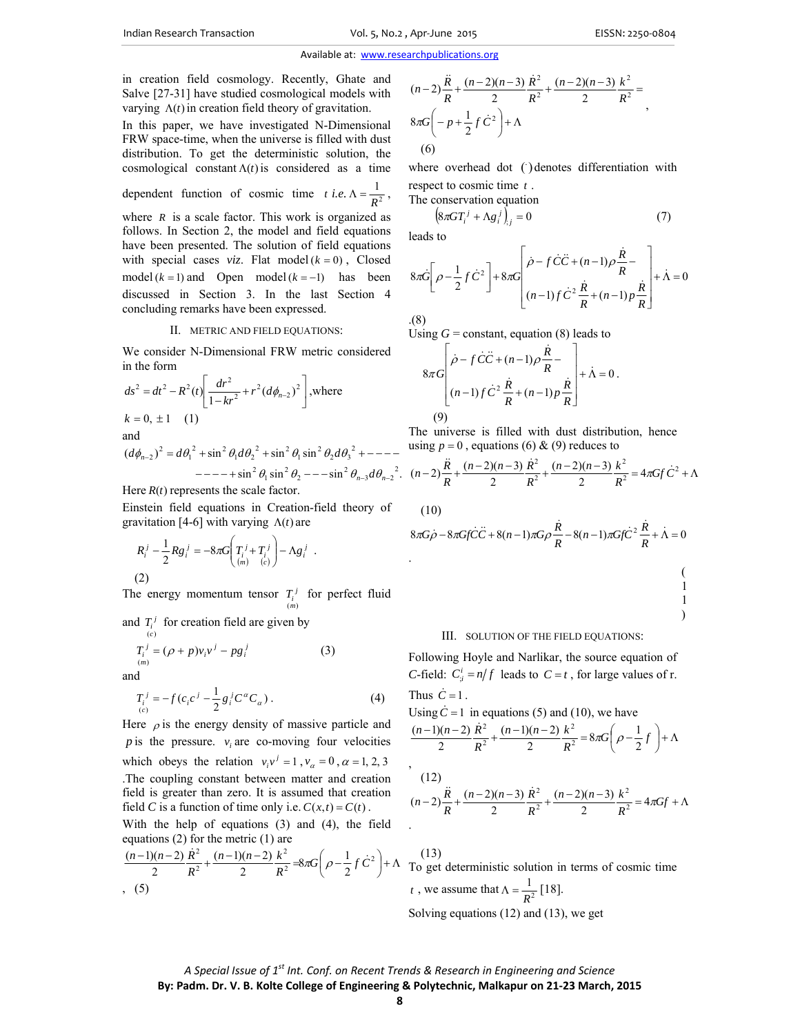in creation field cosmology. Recently, Ghate and Salve [27-31] have studied cosmological models with varying $\Lambda(t)$ in creation field theory of gravitation.

In this paper, we have investigated N-Dimensional FRW space-time, when the universe is filled with dust distribution. To get the deterministic solution, the cosmological constant $\Lambda(t)$ is considered as a time dependent function of cosmic time $t$ *i.e.* $\Lambda = \frac{1}{R^2}$, where $R$ is a scale factor. This work is organized as follows. In Section 2, the model and field equations have been presented. The solution of field equations with special cases *viz.* Flat model $(k=0)$, Closed model $(k=1)$ and Open model $(k=-1)$ has been discussed in Section 3. In the last Section 4 concluding remarks have been expressed.

## II. METRIC AND FIELD EQUATIONS:

We consider N-Dimensional FRW metric considered in the form

$$ds^2 = dt^2 - R^2(t)\left[\frac{dr^2}{1-kr^2} + r^2(d\phi_{n-2})^2\right], \text{where}$$

$$k = 0, \pm 1 \quad (1)$$

and

$$(d\phi_{n-2})^2 = d\theta_1^{\,2} + \sin^2\theta_1 d\theta_2^{\,2} + \sin^2\theta_1 \sin^2\theta_2 d\theta_3^{\,2} + ---- ---- + \sin^2\theta_1 \sin^2\theta_2 --- \sin^2\theta_{n-3} d\theta_{n-2}^{\,2}.$$

Here $R(t)$ represents the scale factor.

Einstein field equations in Creation-field theory of gravitation [4-6] with varying $\Lambda(t)$ are

$$R_i^j - \frac{1}{2}Rg_i^j = -8\pi G\left(\underset{(m)}{T_i^j} + \underset{(c)}{T_i^j}\right) - \Lambda g_i^j \quad . \quad (2)$$

The energy momentum tensor $\underset{(m)}{T_i^j}$ for perfect fluid and $\underset{(c)}{T_i^j}$ for creation field are given by

$$\underset{(m)}{T_i^j} = (\rho + p)v_i v^j - pg_i^j \quad (3)$$

and

$$\underset{(c)}{T_i^j} = -f\left(c_i c^j - \frac{1}{2}g_i^j C^\alpha C_\alpha\right). \quad (4)$$

Here $\rho$ is the energy density of massive particle and $p$ is the pressure. $v_i$ are co-moving four velocities which obeys the relation $v_i v^j = 1$, $v_\alpha = 0$, $\alpha = 1, 2, 3$. The coupling constant between matter and creation field is greater than zero. It is assumed that creation field $C$ is a function of time only i.e. $C(x,t) = C(t)$.

With the help of equations (3) and (4), the field equations (2) for the metric (1) are

$$\frac{(n-1)(n-2)}{2}\frac{\dot{R}^2}{R^2} + \frac{(n-1)(n-2)}{2}\frac{k^2}{R^2} = 8\pi G\left(\rho - \frac{1}{2}f\dot{C}^2\right) + \Lambda, \quad (5)$$

$$(n-2)\frac{\ddot{R}}{R} + \frac{(n-2)(n-3)}{2}\frac{\dot{R}^2}{R^2} + \frac{(n-2)(n-3)}{2}\frac{k^2}{R^2} = 8\pi G\left(-p + \frac{1}{2}f\dot{C}^2\right) + \Lambda, \quad (6)$$

where overhead dot $(\dot{})$ denotes differentiation with respect to cosmic time $t$.

The conservation equation

$$\left(8\pi G T_i^j + \Lambda g_i^j\right)_{;j} = 0 \quad (7)$$

leads to

$$8\pi\dot{G}\left[\rho - \frac{1}{2}f\dot{C}^2\right] + 8\pi G\left[\dot{\rho} - f\dot{C}\ddot{C} + (n-1)\rho\frac{\dot{R}}{R} - (n-1)f\dot{C}^2\frac{\dot{R}}{R} + (n-1)p\frac{\dot{R}}{R}\right] + \dot{\Lambda} = 0 \quad (8)$$

Using $G$ = constant, equation (8) leads to

$$8\pi G\left[\dot{\rho} - f\dot{C}\ddot{C} + (n-1)\rho\frac{\dot{R}}{R} - (n-1)f\dot{C}^2\frac{\dot{R}}{R} + (n-1)p\frac{\dot{R}}{R}\right] + \dot{\Lambda} = 0. \quad (9)$$

The universe is filled with dust distribution, hence using $p = 0$, equations (6) & (9) reduces to

$$(n-2)\frac{\ddot{R}}{R} + \frac{(n-2)(n-3)}{2}\frac{\dot{R}^2}{R^2} + \frac{(n-2)(n-3)}{2}\frac{k^2}{R^2} = 4\pi G f\dot{C}^2 + \Lambda \quad (10)$$

$$8\pi G\dot{\rho} - 8\pi G f\dot{C}\ddot{C} + 8(n-1)\pi G\rho\frac{\dot{R}}{R} - 8(n-1)\pi G f\dot{C}^2\frac{\dot{R}}{R} + \dot{\Lambda} = 0 \quad (11)$$

## III. SOLUTION OF THE FIELD EQUATIONS:

Following Hoyle and Narlikar, the source equation of $C$-field: $C^i_{;i} = n/f$ leads to $C = t$, for large values of r. Thus $\dot{C} = 1$.

Using $\dot{C} = 1$ in equations (5) and (10), we have

$$\frac{(n-1)(n-2)}{2}\frac{\dot{R}^2}{R^2} + \frac{(n-1)(n-2)}{2}\frac{k^2}{R^2} = 8\pi G\left(\rho - \frac{1}{2}f\right) + \Lambda, \quad (12)$$

$$(n-2)\frac{\ddot{R}}{R} + \frac{(n-2)(n-3)}{2}\frac{\dot{R}^2}{R^2} + \frac{(n-2)(n-3)}{2}\frac{k^2}{R^2} = 4\pi G f + \Lambda. \quad (13)$$

To get deterministic solution in terms of cosmic time $t$, we assume that $\Lambda = \frac{1}{R^2}$ [18].

Solving equations (12) and (13), we get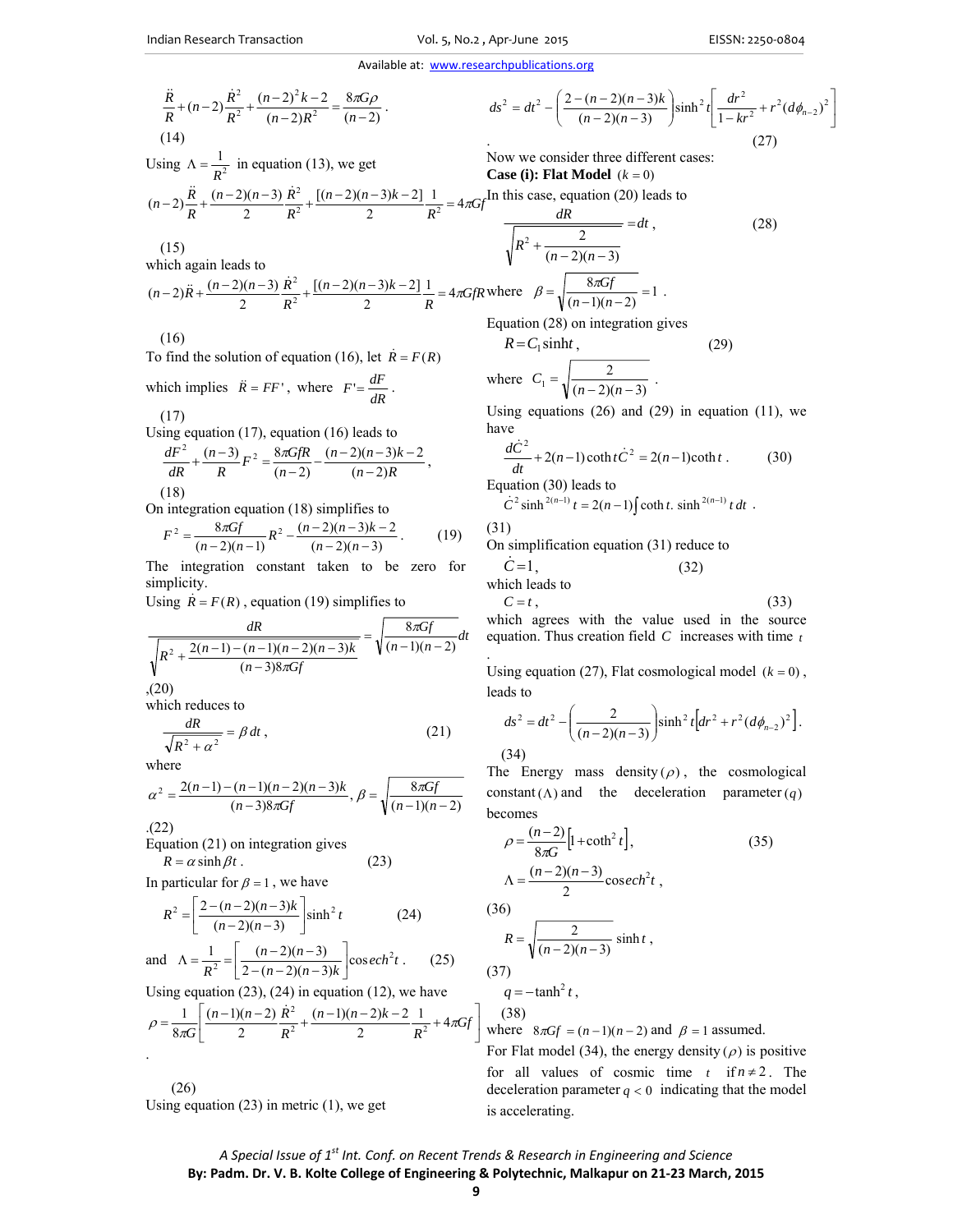$$\frac{\ddot{R}}{R}+(n-2)\frac{\dot{R}^2}{R^2}+\frac{(n-2)^2k-2}{(n-2)R^2}=\frac{8\pi G\rho}{(n-2)}. \quad (14)$$

Using $\Lambda=\frac{1}{R^2}$ in equation (13), we get

$$(n-2)\frac{\ddot{R}}{R}+\frac{(n-2)(n-3)}{2}\frac{\dot{R}^2}{R^2}+\frac{[(n-2)(n-3)k-2]}{2}\frac{1}{R^2}=4\pi Gf \quad (15)$$

which again leads to

$$(n-2)\ddot{R}+\frac{(n-2)(n-3)}{2}\frac{\dot{R}^2}{R^2}+\frac{[(n-2)(n-3)k-2]}{2}\frac{1}{R}=4\pi GfR \quad (16)$$

To find the solution of equation (16), let $\dot{R}=F(R)$

which implies $\ddot{R}=FF'$, where $F'=\frac{dF}{dR}$. (17)

Using equation (17), equation (16) leads to

$$\frac{dF^2}{dR}+\frac{(n-3)}{R}F^2=\frac{8\pi GfR}{(n-2)}-\frac{(n-2)(n-3)k-2}{(n-2)R}, \quad (18)$$

On integration equation (18) simplifies to

$$F^2=\frac{8\pi Gf}{(n-2)(n-1)}R^2-\frac{(n-2)(n-3)k-2}{(n-2)(n-3)}. \quad (19)$$

The integration constant taken to be zero for simplicity.

Using $\dot{R}=F(R)$, equation (19) simplifies to

$$\frac{dR}{\sqrt{R^2+\frac{2(n-1)-(n-1)(n-2)(n-3)k}{(n-3)8\pi Gf}}}=\sqrt{\frac{8\pi Gf}{(n-1)(n-2)}}dt \quad (20)$$

which reduces to

$$\frac{dR}{\sqrt{R^2+\alpha^2}}=\beta\, dt, \quad (21)$$

where

$$\alpha^2=\frac{2(n-1)-(n-1)(n-2)(n-3)k}{(n-3)8\pi Gf},\ \beta=\sqrt{\frac{8\pi Gf}{(n-1)(n-2)}} \quad (22)$$

Equation (21) on integration gives

$$R=\alpha\sinh\beta t. \quad (23)$$

In particular for $\beta=1$, we have

$$R^2=\left[\frac{2-(n-2)(n-3)k}{(n-2)(n-3)}\right]\sinh^2 t \quad (24)$$

and $$\Lambda=\frac{1}{R^2}=\left[\frac{(n-2)(n-3)}{2-(n-2)(n-3)k}\right]\operatorname{cosech}^2 t. \quad (25)$$

Using equation (23), (24) in equation (12), we have

$$\rho=\frac{1}{8\pi G}\left[\frac{(n-1)(n-2)}{2}\frac{\dot{R}^2}{R^2}+\frac{(n-1)(n-2)k-2}{2}\frac{1}{R^2}+4\pi Gf\right]. \quad (26)$$

Using equation (23) in metric (1), we get

$$ds^2=dt^2-\left(\frac{2-(n-2)(n-3)k}{(n-2)(n-3)}\right)\sinh^2 t\left[\frac{dr^2}{1-kr^2}+r^2(d\phi_{n-2})^2\right]. \quad (27)$$

Now we consider three different cases:

**Case (i): Flat Model** $(k=0)$

In this case, equation (20) leads to

$$\frac{dR}{\sqrt{R^2+\frac{2}{(n-2)(n-3)}}}=dt, \quad (28)$$

where $\beta=\sqrt{\frac{8\pi Gf}{(n-1)(n-2)}}=1$.

Equation (28) on integration gives

$$R=C_1\sinh t, \quad (29)$$

where $C_1=\sqrt{\frac{2}{(n-2)(n-3)}}$.

Using equations (26) and (29) in equation (11), we have

$$\frac{d\dot{C}^2}{dt}+2(n-1)\coth t\,\dot{C}^2=2(n-1)\coth t. \quad (30)$$

Equation (30) leads to

$$\dot{C}^2\sinh^{2(n-1)}t=2(n-1)\int\coth t.\sinh^{2(n-1)}t\,dt. \quad (31)$$

On simplification equation (31) reduce to

$$\dot{C}=1, \quad (32)$$

which leads to

$$C=t, \quad (33)$$

which agrees with the value used in the source equation. Thus creation field $C$ increases with time $t$.

Using equation (27), Flat cosmological model $(k=0)$, leads to

$$ds^2=dt^2-\left(\frac{2}{(n-2)(n-3)}\right)\sinh^2 t\left[dr^2+r^2(d\phi_{n-2})^2\right]. \quad (34)$$

The Energy mass density $(\rho)$, the cosmological constant $(\Lambda)$ and the deceleration parameter $(q)$ becomes

$$\rho=\frac{(n-2)}{8\pi G}\left[1+\coth^2 t\right], \quad (35)$$

$$\Lambda=\frac{(n-2)(n-3)}{2}\operatorname{cosech}^2 t, \quad (36)$$

$$R=\sqrt{\frac{2}{(n-2)(n-3)}}\sinh t, \quad (37)$$

$$q=-\tanh^2 t, \quad (38)$$

where $8\pi Gf=(n-1)(n-2)$ and $\beta=1$ assumed.

For Flat model (34), the energy density $(\rho)$ is positive for all values of cosmic time $t$ if $n\neq 2$. The deceleration parameter $q<0$ indicating that the model is accelerating.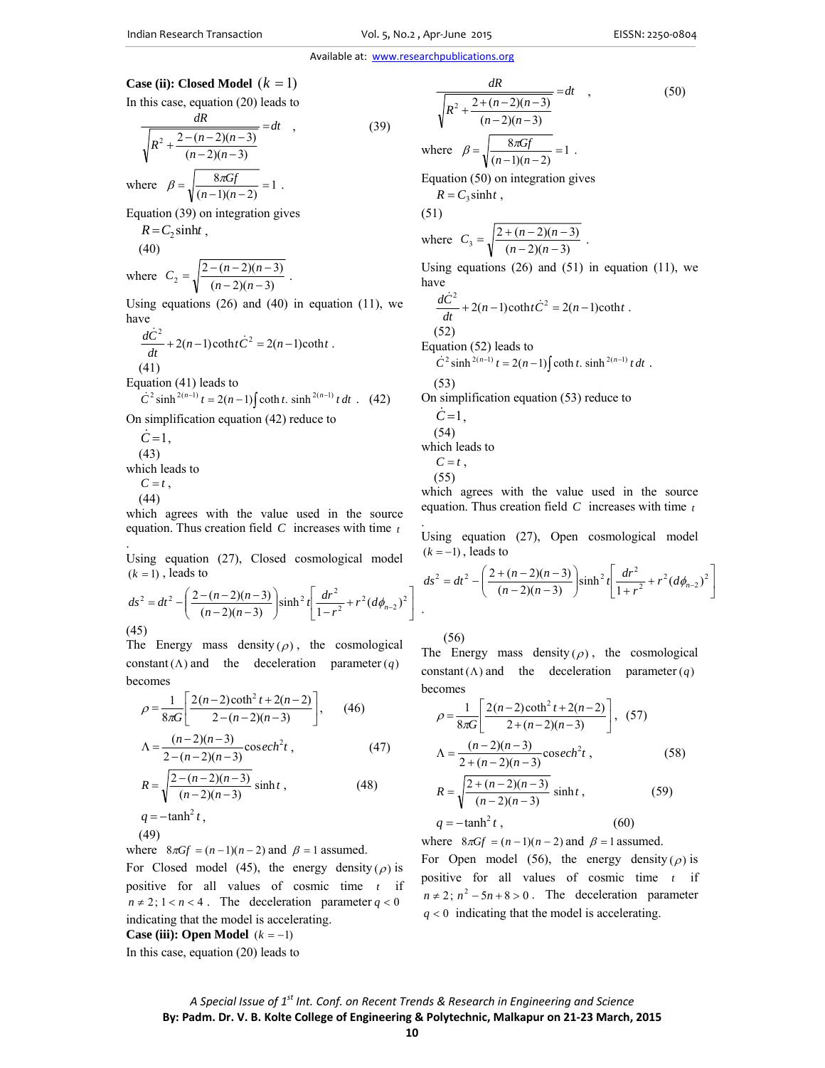**Case (ii): Closed Model** $(k = 1)$

In this case, equation (20) leads to

$$\frac{dR}{\sqrt{R^2 + \frac{2-(n-2)(n-3)}{(n-2)(n-3)}}} = dt \quad , \tag{39}$$

where $\beta = \sqrt{\frac{8\pi Gf}{(n-1)(n-2)}} = 1$ .

Equation (39) on integration gives

$$R = C_2 \sinh t \, , \tag{40}$$

where $C_2 = \sqrt{\frac{2-(n-2)(n-3)}{(n-2)(n-3)}}$ .

Using equations (26) and (40) in equation (11), we have

$$\frac{d\dot{C}^2}{dt} + 2(n-1)\coth t \dot{C}^2 = 2(n-1)\coth t \, . \tag{41}$$

Equation (41) leads to

$$\dot{C}^2 \sinh^{2(n-1)} t = 2(n-1)\int \coth t . \sinh^{2(n-1)} t \, dt \, . \tag{42}$$

On simplification equation (42) reduce to

$$\dot{C} = 1 , \tag{43}$$

which leads to

$$C = t , \tag{44}$$

which agrees with the value used in the source equation. Thus creation field $C$ increases with time $t$ .

Using equation (27), Closed cosmological model $(k = 1)$ , leads to

$$ds^2 = dt^2 - \left(\frac{2-(n-2)(n-3)}{(n-2)(n-3)}\right)\sinh^2 t \left[\frac{dr^2}{1-r^2} + r^2 (d\phi_{n-2})^2\right] \tag{45}$$

The Energy mass density $(\rho)$ , the cosmological constant $(\Lambda)$ and the deceleration parameter $(q)$ becomes

$$\rho = \frac{1}{8\pi G}\left[\frac{2(n-2)\coth^2 t + 2(n-2)}{2-(n-2)(n-3)}\right], \tag{46}$$

$$\Lambda = \frac{(n-2)(n-3)}{2-(n-2)(n-3)} \operatorname{cosech}^2 t \, , \tag{47}$$

$$R = \sqrt{\frac{2-(n-2)(n-3)}{(n-2)(n-3)}} \sinh t \, , \tag{48}$$

$$q = -\tanh^2 t \, , \tag{49}$$

where $8\pi Gf = (n-1)(n-2)$ and $\beta = 1$ assumed.

For Closed model (45), the energy density $(\rho)$ is positive for all values of cosmic time $t$ if $n \neq 2; 1 < n < 4$ . The deceleration parameter $q < 0$ indicating that the model is accelerating.

**Case (iii): Open Model** $(k = -1)$

In this case, equation (20) leads to

$$\frac{dR}{\sqrt{R^2 + \frac{2+(n-2)(n-3)}{(n-2)(n-3)}}} = dt \quad , \tag{50}$$

where $\beta = \sqrt{\frac{8\pi Gf}{(n-1)(n-2)}} = 1$ .

Equation (50) on integration gives

$$R = C_3 \sinh t \, , \tag{51}$$

where $C_3 = \sqrt{\frac{2+(n-2)(n-3)}{(n-2)(n-3)}}$ .

Using equations (26) and (51) in equation (11), we have

$$\frac{d\dot{C}^2}{dt} + 2(n-1)\coth t \dot{C}^2 = 2(n-1)\coth t \, . \tag{52}$$

Equation (52) leads to

$$\dot{C}^2 \sinh^{2(n-1)} t = 2(n-1)\int \coth t . \sinh^{2(n-1)} t \, dt \, . \tag{53}$$

On simplification equation (53) reduce to

$$\dot{C} = 1 , \tag{54}$$

which leads to

$$C = t , \tag{55}$$

which agrees with the value used in the source equation. Thus creation field $C$ increases with time $t$ .

Using equation (27), Open cosmological model $(k = -1)$ , leads to

$$ds^2 = dt^2 - \left(\frac{2+(n-2)(n-3)}{(n-2)(n-3)}\right)\sinh^2 t \left[\frac{dr^2}{1+r^2} + r^2 (d\phi_{n-2})^2\right] . \tag{56}$$

The Energy mass density $(\rho)$ , the cosmological constant $(\Lambda)$ and the deceleration parameter $(q)$ becomes

$$\rho = \frac{1}{8\pi G}\left[\frac{2(n-2)\coth^2 t + 2(n-2)}{2+(n-2)(n-3)}\right], \tag{57}$$

$$\Lambda = \frac{(n-2)(n-3)}{2+(n-2)(n-3)} \operatorname{cosech}^2 t \, , \tag{58}$$

$$R = \sqrt{\frac{2+(n-2)(n-3)}{(n-2)(n-3)}} \sinh t \, , \tag{59}$$

$$q = -\tanh^2 t \, , \tag{60}$$

where $8\pi Gf = (n-1)(n-2)$ and $\beta = 1$ assumed.

For Open model (56), the energy density $(\rho)$ is positive for all values of cosmic time $t$ if $n \neq 2; n^2 - 5n + 8 > 0$ . The deceleration parameter $q < 0$ indicating that the model is accelerating.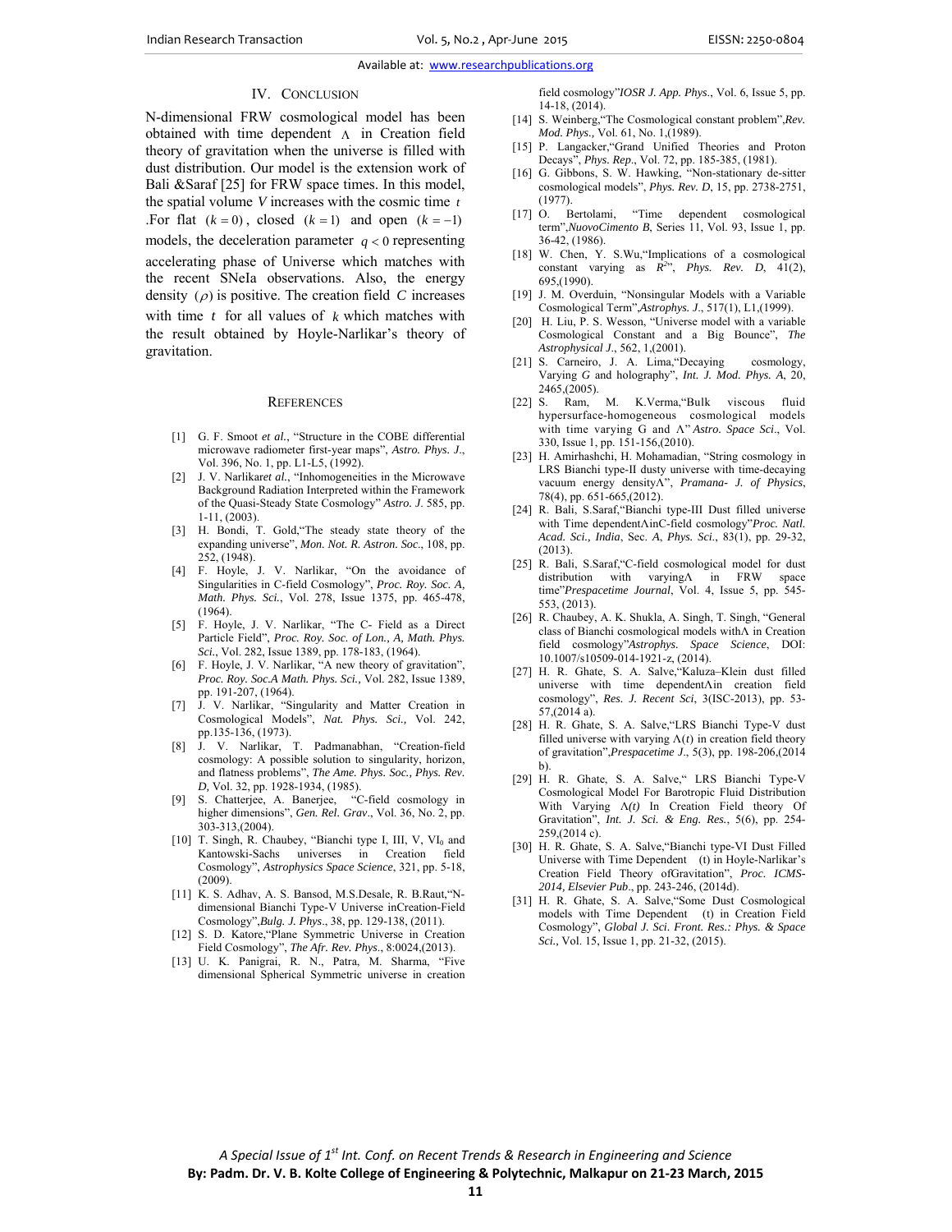## IV. CONCLUSION

N-dimensional FRW cosmological model has been obtained with time dependent $\Lambda$ in Creation field theory of gravitation when the universe is filled with dust distribution. Our model is the extension work of Bali &Saraf [25] for FRW space times. In this model, the spatial volume $V$ increases with the cosmic time $t$. For flat $(k=0)$, closed $(k=1)$ and open $(k=-1)$ models, the deceleration parameter $q<0$ representing accelerating phase of Universe which matches with the recent SNeIa observations. Also, the energy density $(\rho)$ is positive. The creation field $C$ increases with time $t$ for all values of $k$ which matches with the result obtained by Hoyle-Narlikar's theory of gravitation.

## REFERENCES

[1] G. F. Smoot *et al.*, "Structure in the COBE differential microwave radiometer first-year maps", *Astro. Phys. J.*, Vol. 396, No. 1, pp. L1-L5, (1992).

[2] J. V. Narlikar*et al.*, "Inhomogeneities in the Microwave Background Radiation Interpreted within the Framework of the Quasi-Steady State Cosmology" *Astro. J.* 585, pp. 1-11, (2003).

[3] H. Bondi, T. Gold,"The steady state theory of the expanding universe", *Mon. Not. R. Astron. Soc.*, 108, pp. 252, (1948).

[4] F. Hoyle, J. V. Narlikar, "On the avoidance of Singularities in C-field Cosmology", *Proc. Roy. Soc. A, Math. Phys. Sci.*, Vol. 278, Issue 1375, pp. 465-478, (1964).

[5] F. Hoyle, J. V. Narlikar, "The C- Field as a Direct Particle Field", *Proc. Roy. Soc. of Lon., A, Math. Phys. Sci.*, Vol. 282, Issue 1389, pp. 178-183, (1964).

[6] F. Hoyle, J. V. Narlikar, "A new theory of gravitation", *Proc. Roy. Soc.A Math. Phys. Sci.,* Vol. 282, Issue 1389, pp. 191-207, (1964).

[7] J. V. Narlikar, "Singularity and Matter Creation in Cosmological Models", *Nat. Phys. Sci.,* Vol. 242, pp.135-136, (1973).

[8] J. V. Narlikar, T. Padmanabhan, "Creation-field cosmology: A possible solution to singularity, horizon, and flatness problems", *The Ame. Phys. Soc., Phys. Rev. D,* Vol. 32, pp. 1928-1934, (1985).

[9] S. Chatterjee, A. Banerjee, "C-field cosmology in higher dimensions", *Gen. Rel. Grav*., Vol. 36, No. 2, pp. 303-313,(2004).

[10] T. Singh, R. Chaubey, "Bianchi type I, III, V, $VI_0$ and Kantowski-Sachs universes in Creation field Cosmology", *Astrophysics Space Science*, 321, pp. 5-18, (2009).

[11] K. S. Adhav, A. S. Bansod, M.S.Desale, R. B.Raut,"N-dimensional Bianchi Type-V Universe inCreation-Field Cosmology",*Bulg. J. Phys*., 38, pp. 129-138, (2011).

[12] S. D. Katore,"Plane Symmetric Universe in Creation Field Cosmology", *The Afr. Rev. Phys.*, 8:0024,(2013).

[13] U. K. Panigrai, R. N., Patra, M. Sharma, "Five dimensional Spherical Symmetric universe in creation field cosmology"*IOSR J. App. Phys*., Vol. 6, Issue 5, pp. 14-18, (2014).

[14] S. Weinberg,"The Cosmological constant problem",*Rev. Mod. Phys.,* Vol. 61, No. 1,(1989).

[15] P. Langacker,"Grand Unified Theories and Proton Decays", *Phys. Rep*., Vol. 72, pp. 185-385, (1981).

[16] G. Gibbons, S. W. Hawking, "Non-stationary de-sitter cosmological models", *Phys. Rev. D*, 15, pp. 2738-2751, (1977).

[17] O. Bertolami, "Time dependent cosmological term",*NuovoCimento B*, Series 11, Vol. 93, Issue 1, pp. 36-42, (1986).

[18] W. Chen, Y. S.Wu,"Implications of a cosmological constant varying as $R^2$", *Phys. Rev. D*, 41(2), 695,(1990).

[19] J. M. Overduin, "Nonsingular Models with a Variable Cosmological Term",*Astrophys. J*., 517(1), L1,(1999).

[20] H. Liu, P. S. Wesson, "Universe model with a variable Cosmological Constant and a Big Bounce", *The Astrophysical J*., 562, 1,(2001).

[21] S. Carneiro, J. A. Lima,"Decaying cosmology, Varying *G* and holography", *Int. J. Mod. Phys. A*, 20, 2465,(2005).

[22] S. Ram, M. K.Verma,"Bulk viscous fluid hypersurface-homogeneous cosmological models with time varying G and Λ" *Astro. Space Sci*., Vol. 330, Issue 1, pp. 151-156,(2010).

[23] H. Amirhashchi, H. Mohamadian, "String cosmology in LRS Bianchi type-II dusty universe with time-decaying vacuum energy densityΛ", *Pramana- J. of Physics*, 78(4), pp. 651-665,(2012).

[24] R. Bali, S.Saraf,"Bianchi type-III Dust filled universe with Time dependentΛinC-field cosmology"*Proc. Natl. Acad. Sci., India*, Sec. *A*, *Phys. Sci.*, 83(1), pp. 29-32, (2013).

[25] R. Bali, S.Saraf,"C-field cosmological model for dust distribution with varyingΛ in FRW space time"*Prespacetime Journal*, Vol. 4, Issue 5, pp. 545-553, (2013).

[26] R. Chaubey, A. K. Shukla, A. Singh, T. Singh, "General class of Bianchi cosmological models withΛ in Creation field cosmology"*Astrophys. Space Science*, DOI: 10.1007/s10509-014-1921-z, (2014).

[27] H. R. Ghate, S. A. Salve,"Kaluza–Klein dust filled universe with time dependentΛin creation field cosmology", *Res. J. Recent Sci*, 3(ISC-2013), pp. 53-57,(2014 a).

[28] H. R. Ghate, S. A. Salve,"LRS Bianchi Type-V dust filled universe with varying $\Lambda(t)$ in creation field theory of gravitation",*Prespacetime J*., 5(3), pp. 198-206,(2014 b).

[29] H. R. Ghate, S. A. Salve," LRS Bianchi Type-V Cosmological Model For Barotropic Fluid Distribution With Varying *Λ(t)* In Creation Field theory Of Gravitation", *Int. J. Sci. & Eng. Res.*, 5(6), pp. 254-259,(2014 c).

[30] H. R. Ghate, S. A. Salve,"Bianchi type-VI Dust Filled Universe with Time Dependent (t) in Hoyle-Narlikar's Creation Field Theory ofGravitation", *Proc. ICMS-2014, Elsevier Pub*., pp. 243-246, (2014d).

[31] H. R. Ghate, S. A. Salve,"Some Dust Cosmological models with Time Dependent (t) in Creation Field Cosmology", *Global J. Sci. Front. Res.: Phys. & Space Sci.*, Vol. 15, Issue 1, pp. 21-32, (2015).